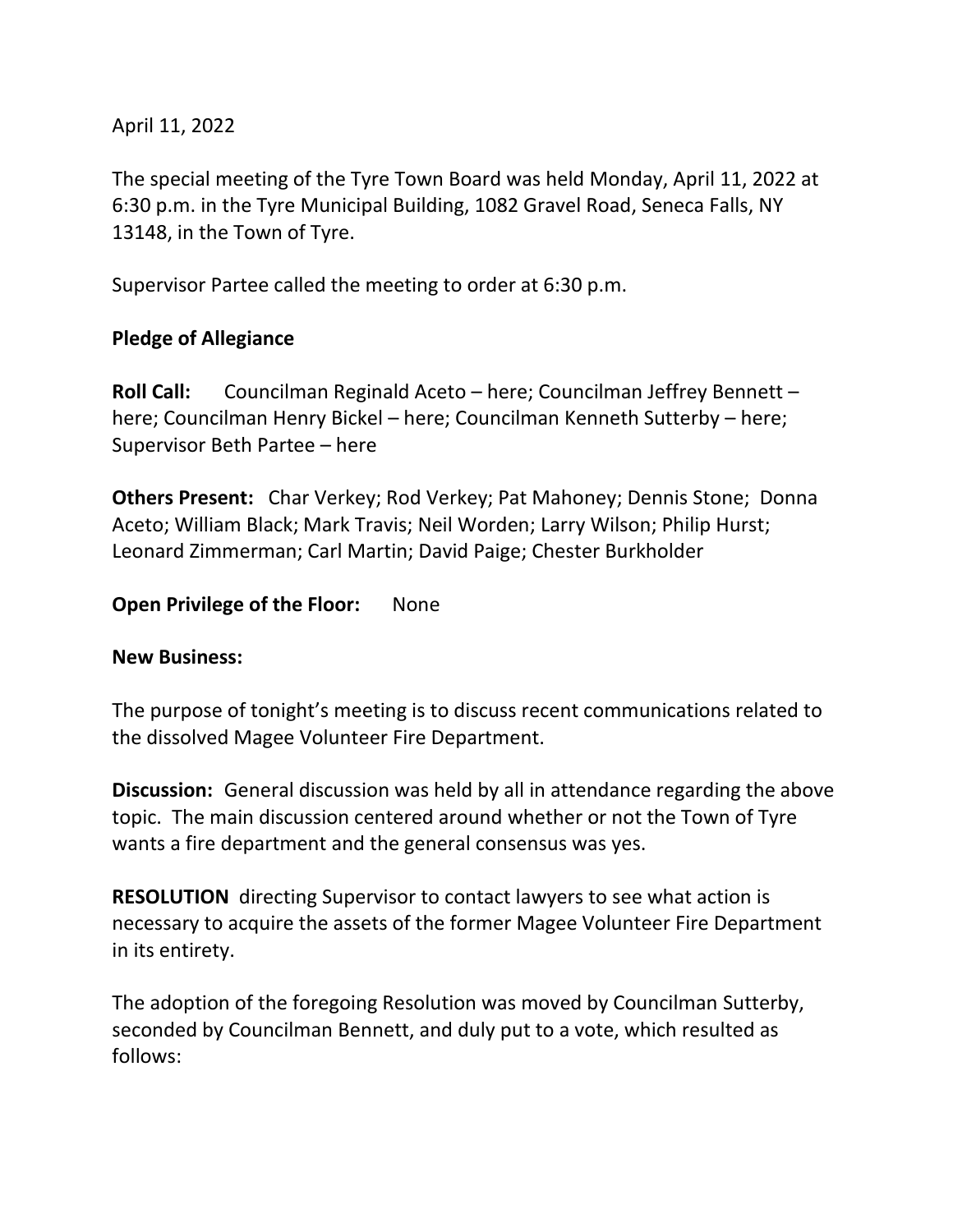April 11, 2022

The special meeting of the Tyre Town Board was held Monday, April 11, 2022 at 6:30 p.m. in the Tyre Municipal Building, 1082 Gravel Road, Seneca Falls, NY 13148, in the Town of Tyre.

Supervisor Partee called the meeting to order at 6:30 p.m.

**Pledge of Allegiance**

**Roll Call:** Councilman Reginald Aceto – here; Councilman Jeffrey Bennett – here; Councilman Henry Bickel – here; Councilman Kenneth Sutterby – here; Supervisor Beth Partee – here

**Others Present:** Char Verkey; Rod Verkey; Pat Mahoney; Dennis Stone; Donna Aceto; William Black; Mark Travis; Neil Worden; Larry Wilson; Philip Hurst; Leonard Zimmerman; Carl Martin; David Paige; Chester Burkholder

**Open Privilege of the Floor:** None

**New Business:**

The purpose of tonight's meeting is to discuss recent communications related to the dissolved Magee Volunteer Fire Department.

**Discussion:** General discussion was held by all in attendance regarding the above topic. The main discussion centered around whether or not the Town of Tyre wants a fire department and the general consensus was yes.

**RESOLUTION** directing Supervisor to contact lawyers to see what action is necessary to acquire the assets of the former Magee Volunteer Fire Department in its entirety.

The adoption of the foregoing Resolution was moved by Councilman Sutterby, seconded by Councilman Bennett, and duly put to a vote, which resulted as follows: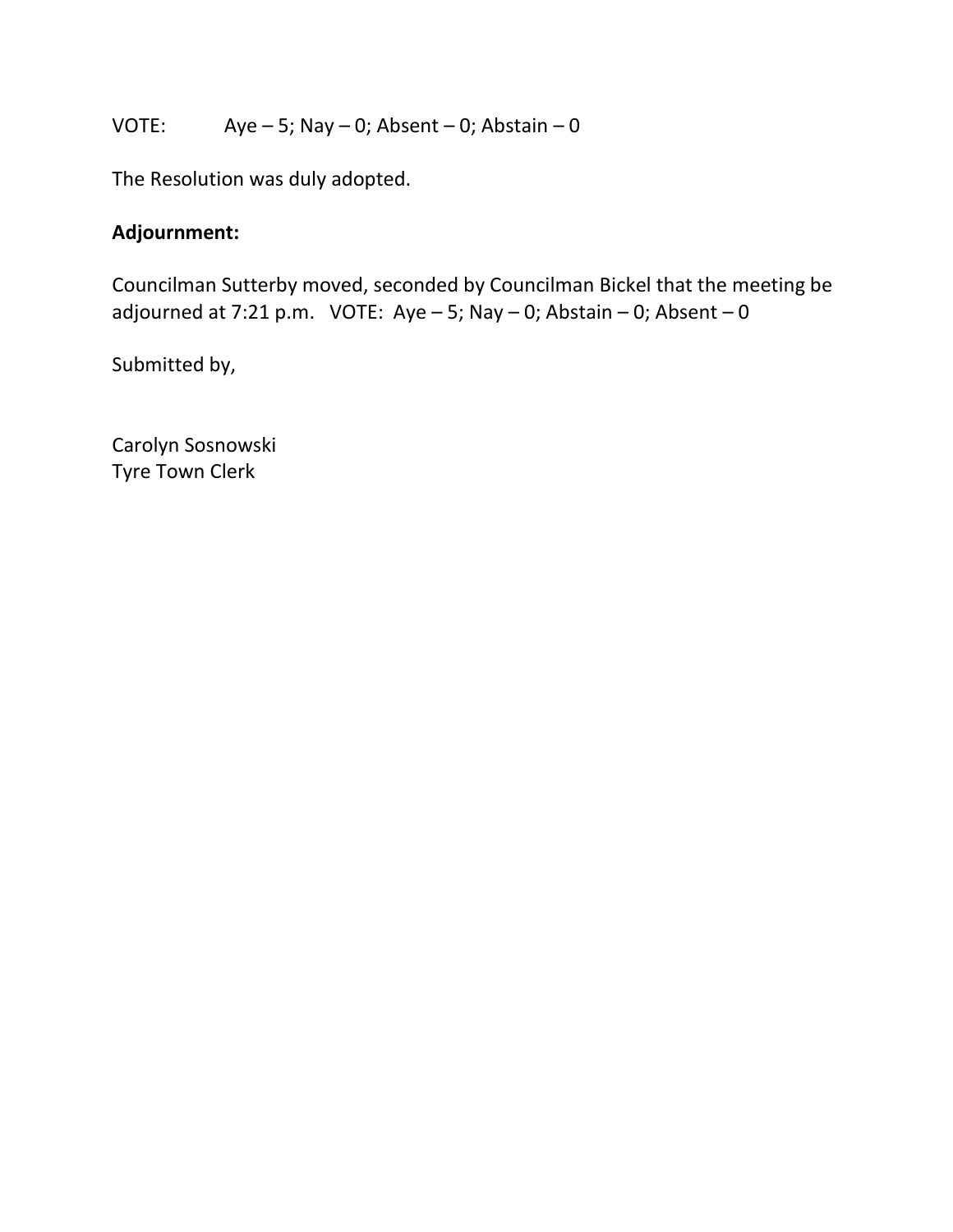VOTE: Aye – 5; Nay – 0; Absent – 0; Abstain – 0

The Resolution was duly adopted.

**Adjournment:**

Councilman Sutterby moved, seconded by Councilman Bickel that the meeting be adjourned at 7:21 p.m. VOTE: Aye – 5; Nay – 0; Abstain – 0; Absent – 0

Submitted by,

Carolyn Sosnowski
Tyre Town Clerk